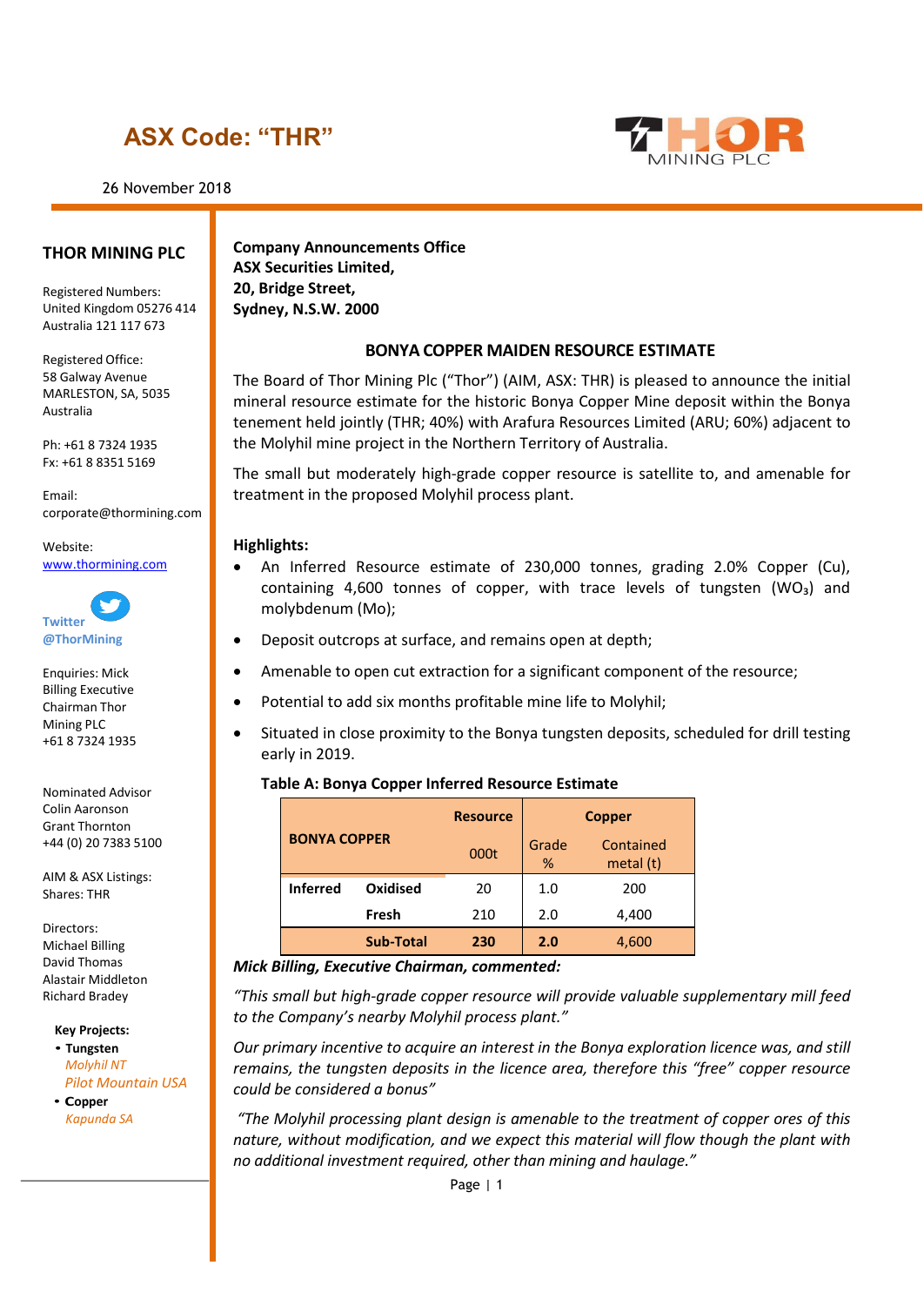# ASX Code: "THR"

26 November 2018

## THOR MINING PLC

Registered Numbers:
United Kingdom 05276 414
Australia 121 117 673

Registered Office:
58 Galway Avenue
MARLESTON, SA, 5035
Australia

Ph: +61 8 7324 1935
Fx: +61 8 8351 5169

Email:
corporate@thormining.com

Website:
www.thormining.com

Twitter
@ThorMining

Enquiries: Mick Billing Executive Chairman Thor Mining PLC
+61 8 7324 1935

Nominated Advisor
Colin Aaronson
Grant Thornton
+44 (0) 20 7383 5100

AIM & ASX Listings:
Shares: THR

Directors:
Michael Billing
David Thomas
Alastair Middleton
Richard Bradey

**Key Projects:**

- **Tungsten**
  *Molyhil NT*
  *Pilot Mountain USA*
- **Copper**
  *Kapunda SA*

**Company Announcements Office**
**ASX Securities Limited,**
**20, Bridge Street,**
**Sydney, N.S.W. 2000**

## BONYA COPPER MAIDEN RESOURCE ESTIMATE

The Board of Thor Mining Plc ("Thor") (AIM, ASX: THR) is pleased to announce the initial mineral resource estimate for the historic Bonya Copper Mine deposit within the Bonya tenement held jointly (THR; 40%) with Arafura Resources Limited (ARU; 60%) adjacent to the Molyhil mine project in the Northern Territory of Australia.

The small but moderately high-grade copper resource is satellite to, and amenable for treatment in the proposed Molyhil process plant.

**Highlights:**

- An Inferred Resource estimate of 230,000 tonnes, grading 2.0% Copper (Cu), containing 4,600 tonnes of copper, with trace levels of tungsten ($WO_3$) and molybdenum (Mo);
- Deposit outcrops at surface, and remains open at depth;
- Amenable to open cut extraction for a significant component of the resource;
- Potential to add six months profitable mine life to Molyhil;
- Situated in close proximity to the Bonya tungsten deposits, scheduled for drill testing early in 2019.

**Table A: Bonya Copper Inferred Resource Estimate**

| BONYA COPPER | | Resource | Copper | |
|---|---|---|---|---|
| | | 000t | Grade % | Contained metal (t) |
| **Inferred** | **Oxidised** | 20 | 1.0 | 200 |
| | **Fresh** | 210 | 2.0 | 4,400 |
| | **Sub-Total** | **230** | **2.0** | 4,600 |

***Mick Billing, Executive Chairman, commented:***

*"This small but high-grade copper resource will provide valuable supplementary mill feed to the Company's nearby Molyhil process plant."*

*Our primary incentive to acquire an interest in the Bonya exploration licence was, and still remains, the tungsten deposits in the licence area, therefore this "free" copper resource could be considered a bonus"*

*"The Molyhil processing plant design is amenable to the treatment of copper ores of this nature, without modification, and we expect this material will flow though the plant with no additional investment required, other than mining and haulage."*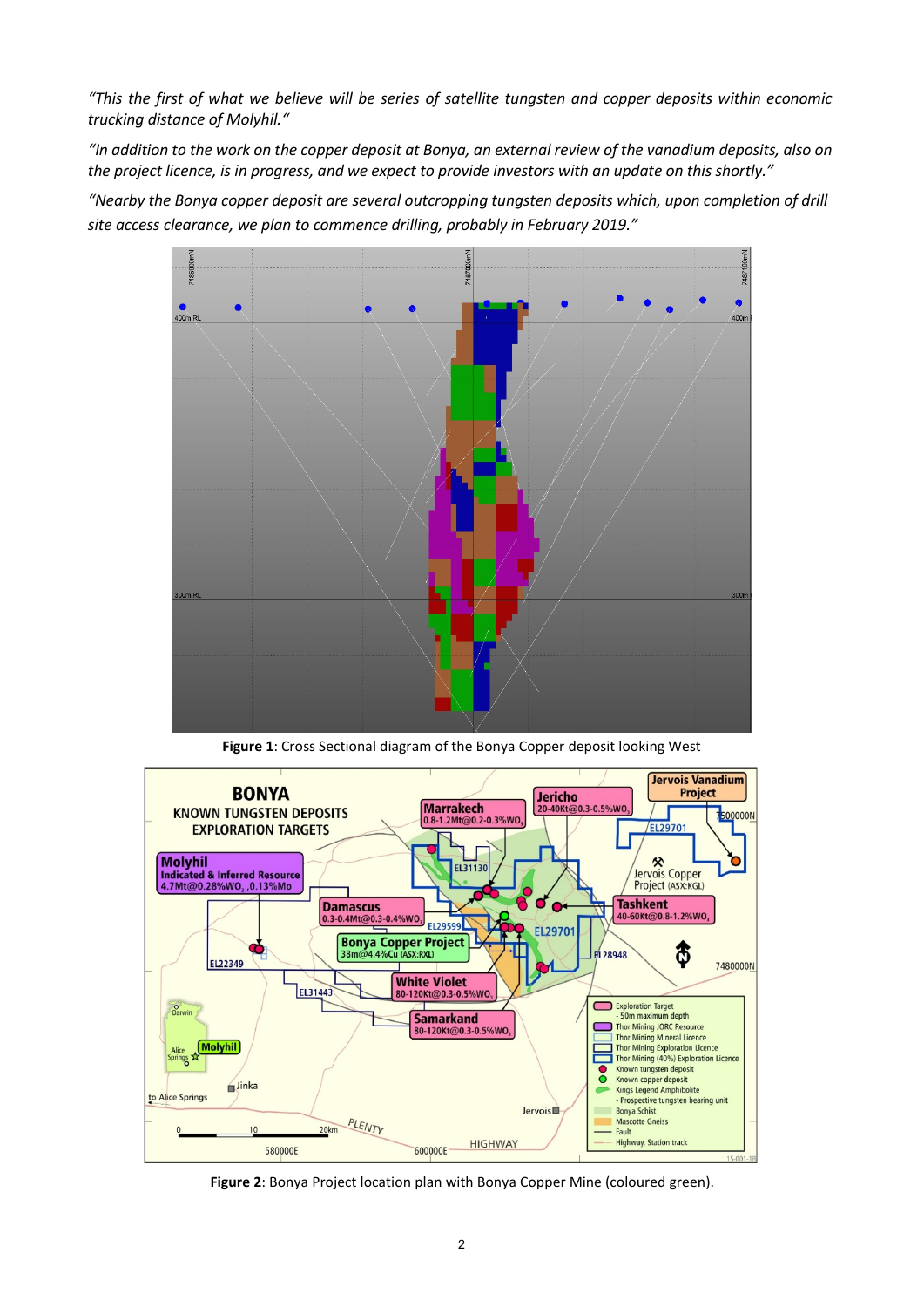*"This the first of what we believe will be series of satellite tungsten and copper deposits within economic trucking distance of Molyhil."*

*"In addition to the work on the copper deposit at Bonya, an external review of the vanadium deposits, also on the project licence, is in progress, and we expect to provide investors with an update on this shortly."*

*"Nearby the Bonya copper deposit are several outcropping tungsten deposits which, upon completion of drill site access clearance, we plan to commence drilling, probably in February 2019."*

**Figure 1**: Cross Sectional diagram of the Bonya Copper deposit looking West

**Figure 2**: Bonya Project location plan with Bonya Copper Mine (coloured green).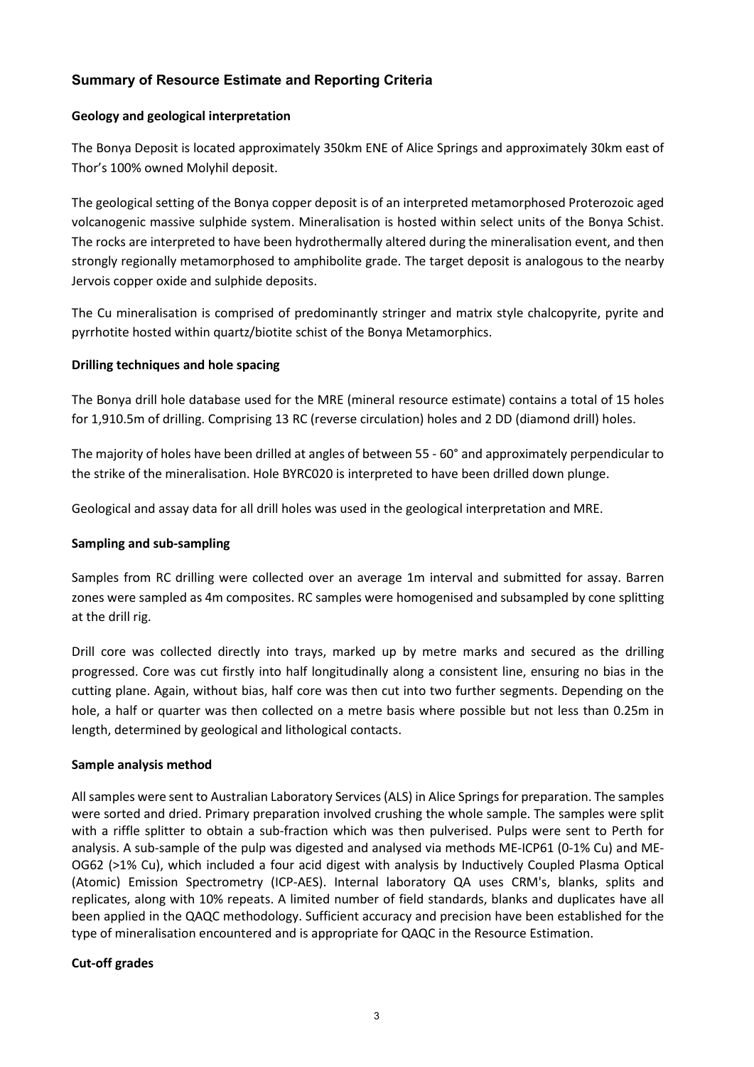## Summary of Resource Estimate and Reporting Criteria

### Geology and geological interpretation

The Bonya Deposit is located approximately 350km ENE of Alice Springs and approximately 30km east of Thor's 100% owned Molyhil deposit.

The geological setting of the Bonya copper deposit is of an interpreted metamorphosed Proterozoic aged volcanogenic massive sulphide system. Mineralisation is hosted within select units of the Bonya Schist. The rocks are interpreted to have been hydrothermally altered during the mineralisation event, and then strongly regionally metamorphosed to amphibolite grade. The target deposit is analogous to the nearby Jervois copper oxide and sulphide deposits.

The Cu mineralisation is comprised of predominantly stringer and matrix style chalcopyrite, pyrite and pyrrhotite hosted within quartz/biotite schist of the Bonya Metamorphics.

### Drilling techniques and hole spacing

The Bonya drill hole database used for the MRE (mineral resource estimate) contains a total of 15 holes for 1,910.5m of drilling. Comprising 13 RC (reverse circulation) holes and 2 DD (diamond drill) holes.

The majority of holes have been drilled at angles of between 55 - 60° and approximately perpendicular to the strike of the mineralisation. Hole BYRC020 is interpreted to have been drilled down plunge.

Geological and assay data for all drill holes was used in the geological interpretation and MRE.

### Sampling and sub-sampling

Samples from RC drilling were collected over an average 1m interval and submitted for assay. Barren zones were sampled as 4m composites. RC samples were homogenised and subsampled by cone splitting at the drill rig.

Drill core was collected directly into trays, marked up by metre marks and secured as the drilling progressed. Core was cut firstly into half longitudinally along a consistent line, ensuring no bias in the cutting plane. Again, without bias, half core was then cut into two further segments. Depending on the hole, a half or quarter was then collected on a metre basis where possible but not less than 0.25m in length, determined by geological and lithological contacts.

### Sample analysis method

All samples were sent to Australian Laboratory Services (ALS) in Alice Springs for preparation. The samples were sorted and dried. Primary preparation involved crushing the whole sample. The samples were split with a riffle splitter to obtain a sub-fraction which was then pulverised. Pulps were sent to Perth for analysis. A sub-sample of the pulp was digested and analysed via methods ME-ICP61 (0-1% Cu) and ME-OG62 (>1% Cu), which included a four acid digest with analysis by Inductively Coupled Plasma Optical (Atomic) Emission Spectrometry (ICP-AES). Internal laboratory QA uses CRM's, blanks, splits and replicates, along with 10% repeats. A limited number of field standards, blanks and duplicates have all been applied in the QAQC methodology. Sufficient accuracy and precision have been established for the type of mineralisation encountered and is appropriate for QAQC in the Resource Estimation.

### Cut-off grades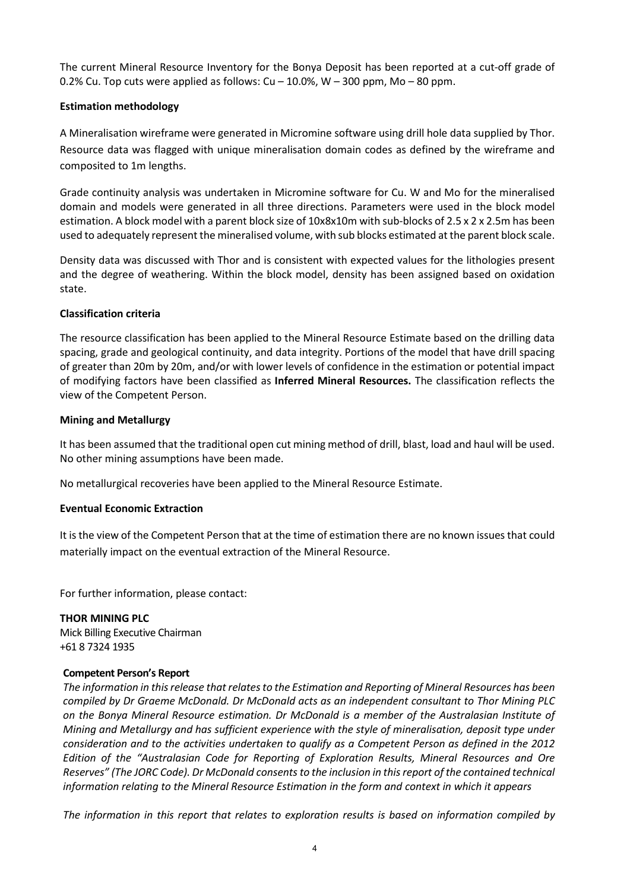The current Mineral Resource Inventory for the Bonya Deposit has been reported at a cut-off grade of 0.2% Cu. Top cuts were applied as follows: Cu – 10.0%, W – 300 ppm, Mo – 80 ppm.

**Estimation methodology**

A Mineralisation wireframe were generated in Micromine software using drill hole data supplied by Thor. Resource data was flagged with unique mineralisation domain codes as defined by the wireframe and composited to 1m lengths.

Grade continuity analysis was undertaken in Micromine software for Cu. W and Mo for the mineralised domain and models were generated in all three directions. Parameters were used in the block model estimation. A block model with a parent block size of 10x8x10m with sub-blocks of 2.5 x 2 x 2.5m has been used to adequately represent the mineralised volume, with sub blocks estimated at the parent block scale.

Density data was discussed with Thor and is consistent with expected values for the lithologies present and the degree of weathering. Within the block model, density has been assigned based on oxidation state.

**Classification criteria**

The resource classification has been applied to the Mineral Resource Estimate based on the drilling data spacing, grade and geological continuity, and data integrity. Portions of the model that have drill spacing of greater than 20m by 20m, and/or with lower levels of confidence in the estimation or potential impact of modifying factors have been classified as **Inferred Mineral Resources.** The classification reflects the view of the Competent Person.

**Mining and Metallurgy**

It has been assumed that the traditional open cut mining method of drill, blast, load and haul will be used. No other mining assumptions have been made.

No metallurgical recoveries have been applied to the Mineral Resource Estimate.

**Eventual Economic Extraction**

It is the view of the Competent Person that at the time of estimation there are no known issues that could materially impact on the eventual extraction of the Mineral Resource.

For further information, please contact:

**THOR MINING PLC**
Mick Billing Executive Chairman
+61 8 7324 1935

**Competent Person's Report**

*The information in this release that relates to the Estimation and Reporting of Mineral Resources has been compiled by Dr Graeme McDonald. Dr McDonald acts as an independent consultant to Thor Mining PLC on the Bonya Mineral Resource estimation. Dr McDonald is a member of the Australasian Institute of Mining and Metallurgy and has sufficient experience with the style of mineralisation, deposit type under consideration and to the activities undertaken to qualify as a Competent Person as defined in the 2012 Edition of the "Australasian Code for Reporting of Exploration Results, Mineral Resources and Ore Reserves" (The JORC Code). Dr McDonald consents to the inclusion in this report of the contained technical information relating to the Mineral Resource Estimation in the form and context in which it appears*

*The information in this report that relates to exploration results is based on information compiled by*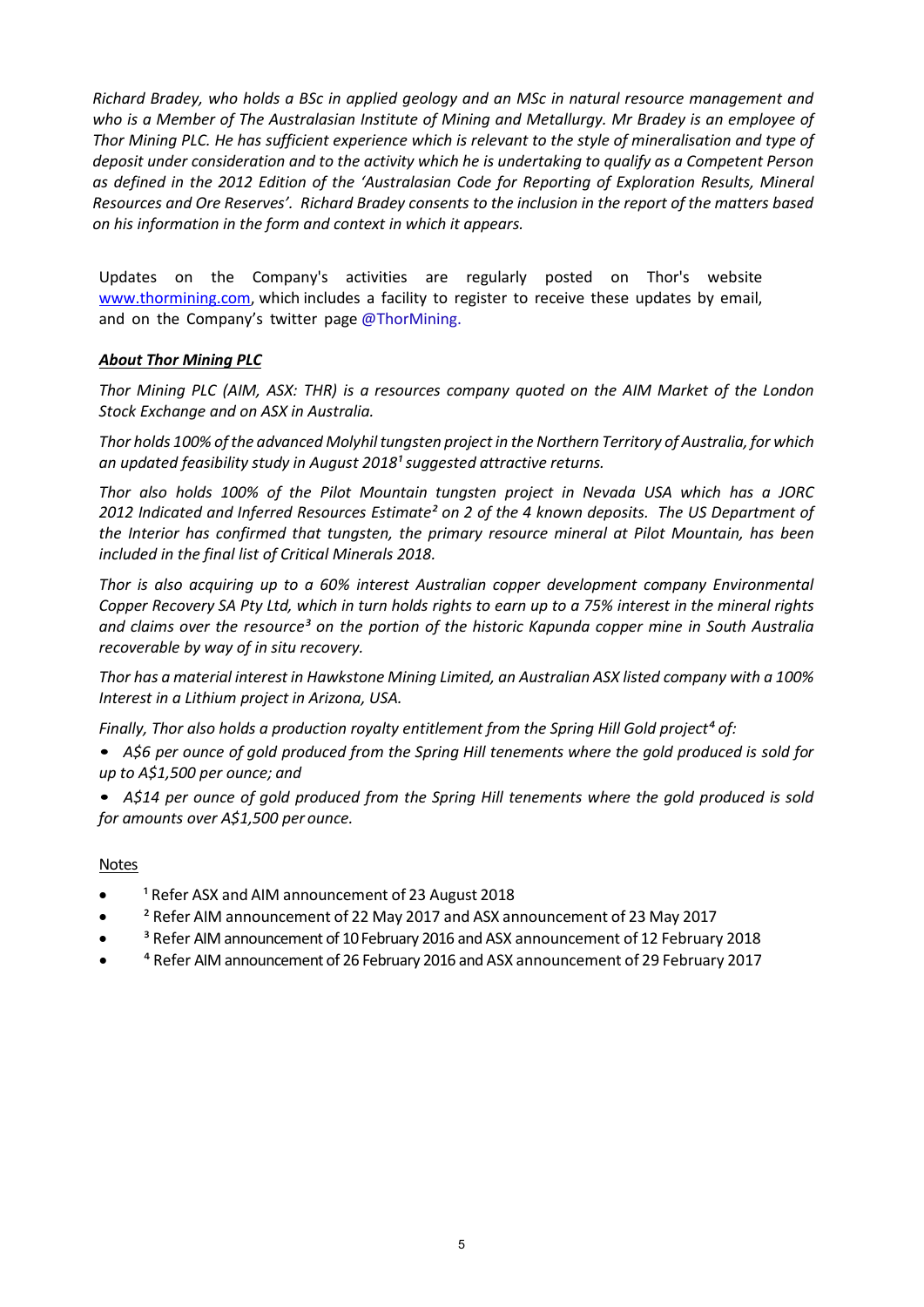*Richard Bradey, who holds a BSc in applied geology and an MSc in natural resource management and who is a Member of The Australasian Institute of Mining and Metallurgy. Mr Bradey is an employee of Thor Mining PLC. He has sufficient experience which is relevant to the style of mineralisation and type of deposit under consideration and to the activity which he is undertaking to qualify as a Competent Person as defined in the 2012 Edition of the 'Australasian Code for Reporting of Exploration Results, Mineral Resources and Ore Reserves'. Richard Bradey consents to the inclusion in the report of the matters based on his information in the form and context in which it appears.*

Updates on the Company's activities are regularly posted on Thor's website www.thormining.com, which includes a facility to register to receive these updates by email, and on the Company's twitter page @ThorMining.

***About Thor Mining PLC***

*Thor Mining PLC (AIM, ASX: THR) is a resources company quoted on the AIM Market of the London Stock Exchange and on ASX in Australia.*

*Thor holds 100% of the advanced Molyhil tungsten project in the Northern Territory of Australia, for which an updated feasibility study in August 2018[1] suggested attractive returns.*

*Thor also holds 100% of the Pilot Mountain tungsten project in Nevada USA which has a JORC 2012 Indicated and Inferred Resources Estimate[2] on 2 of the 4 known deposits. The US Department of the Interior has confirmed that tungsten, the primary resource mineral at Pilot Mountain, has been included in the final list of Critical Minerals 2018.*

*Thor is also acquiring up to a 60% interest Australian copper development company Environmental Copper Recovery SA Pty Ltd, which in turn holds rights to earn up to a 75% interest in the mineral rights and claims over the resource[3] on the portion of the historic Kapunda copper mine in South Australia recoverable by way of in situ recovery.*

*Thor has a material interest in Hawkstone Mining Limited, an Australian ASX listed company with a 100% Interest in a Lithium project in Arizona, USA.*

*Finally, Thor also holds a production royalty entitlement from the Spring Hill Gold project[4] of:*

- *A$6 per ounce of gold produced from the Spring Hill tenements where the gold produced is sold for up to A$1,500 per ounce; and*
- *A$14 per ounce of gold produced from the Spring Hill tenements where the gold produced is sold for amounts over A$1,500 per ounce.*

Notes

- [1] Refer ASX and AIM announcement of 23 August 2018
- [2] Refer AIM announcement of 22 May 2017 and ASX announcement of 23 May 2017
- [3] Refer AIM announcement of 10 February 2016 and ASX announcement of 12 February 2018
- [4] Refer AIM announcement of 26 February 2016 and ASX announcement of 29 February 2017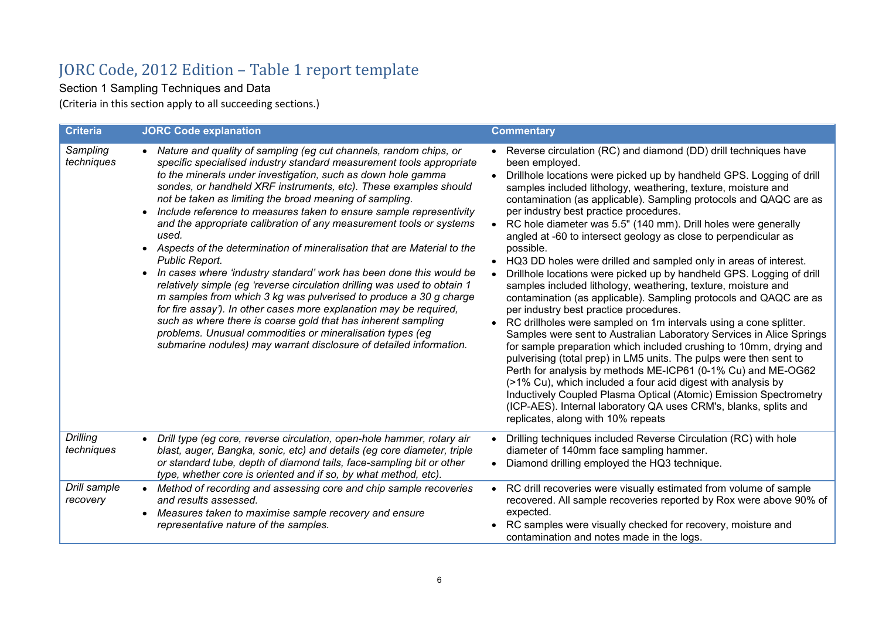# JORC Code, 2012 Edition – Table 1 report template

Section 1 Sampling Techniques and Data

(Criteria in this section apply to all succeeding sections.)

| Criteria | JORC Code explanation | Commentary |
|---|---|---|
| *Sampling techniques* | • *Nature and quality of sampling (eg cut channels, random chips, or specific specialised industry standard measurement tools appropriate to the minerals under investigation, such as down hole gamma sondes, or handheld XRF instruments, etc). These examples should not be taken as limiting the broad meaning of sampling.*<br>• *Include reference to measures taken to ensure sample representivity and the appropriate calibration of any measurement tools or systems used.*<br>• *Aspects of the determination of mineralisation that are Material to the Public Report.*<br>• *In cases where 'industry standard' work has been done this would be relatively simple (eg 'reverse circulation drilling was used to obtain 1 m samples from which 3 kg was pulverised to produce a 30 g charge for fire assay'). In other cases more explanation may be required, such as where there is coarse gold that has inherent sampling problems. Unusual commodities or mineralisation types (eg submarine nodules) may warrant disclosure of detailed information.* | • Reverse circulation (RC) and diamond (DD) drill techniques have been employed.<br>• Drillhole locations were picked up by handheld GPS. Logging of drill samples included lithology, weathering, texture, moisture and contamination (as applicable). Sampling protocols and QAQC are as per industry best practice procedures.<br>• RC hole diameter was 5.5" (140 mm). Drill holes were generally angled at -60 to intersect geology as close to perpendicular as possible.<br>• HQ3 DD holes were drilled and sampled only in areas of interest.<br>• Drillhole locations were picked up by handheld GPS. Logging of drill samples included lithology, weathering, texture, moisture and contamination (as applicable). Sampling protocols and QAQC are as per industry best practice procedures.<br>• RC drillholes were sampled on 1m intervals using a cone splitter. Samples were sent to Australian Laboratory Services in Alice Springs for sample preparation which included crushing to 10mm, drying and pulverising (total prep) in LM5 units. The pulps were then sent to Perth for analysis by methods ME-ICP61 (0-1% Cu) and ME-OG62 (>1% Cu), which included a four acid digest with analysis by Inductively Coupled Plasma Optical (Atomic) Emission Spectrometry (ICP-AES). Internal laboratory QA uses CRM's, blanks, splits and replicates, along with 10% repeats |
| *Drilling techniques* | • *Drill type (eg core, reverse circulation, open-hole hammer, rotary air blast, auger, Bangka, sonic, etc) and details (eg core diameter, triple or standard tube, depth of diamond tails, face-sampling bit or other type, whether core is oriented and if so, by what method, etc).* | • Drilling techniques included Reverse Circulation (RC) with hole diameter of 140mm face sampling hammer.<br>• Diamond drilling employed the HQ3 technique. |
| *Drill sample recovery* | • *Method of recording and assessing core and chip sample recoveries and results assessed.*<br>• *Measures taken to maximise sample recovery and ensure representative nature of the samples.* | • RC drill recoveries were visually estimated from volume of sample recovered. All sample recoveries reported by Rox were above 90% of expected.<br>• RC samples were visually checked for recovery, moisture and contamination and notes made in the logs. |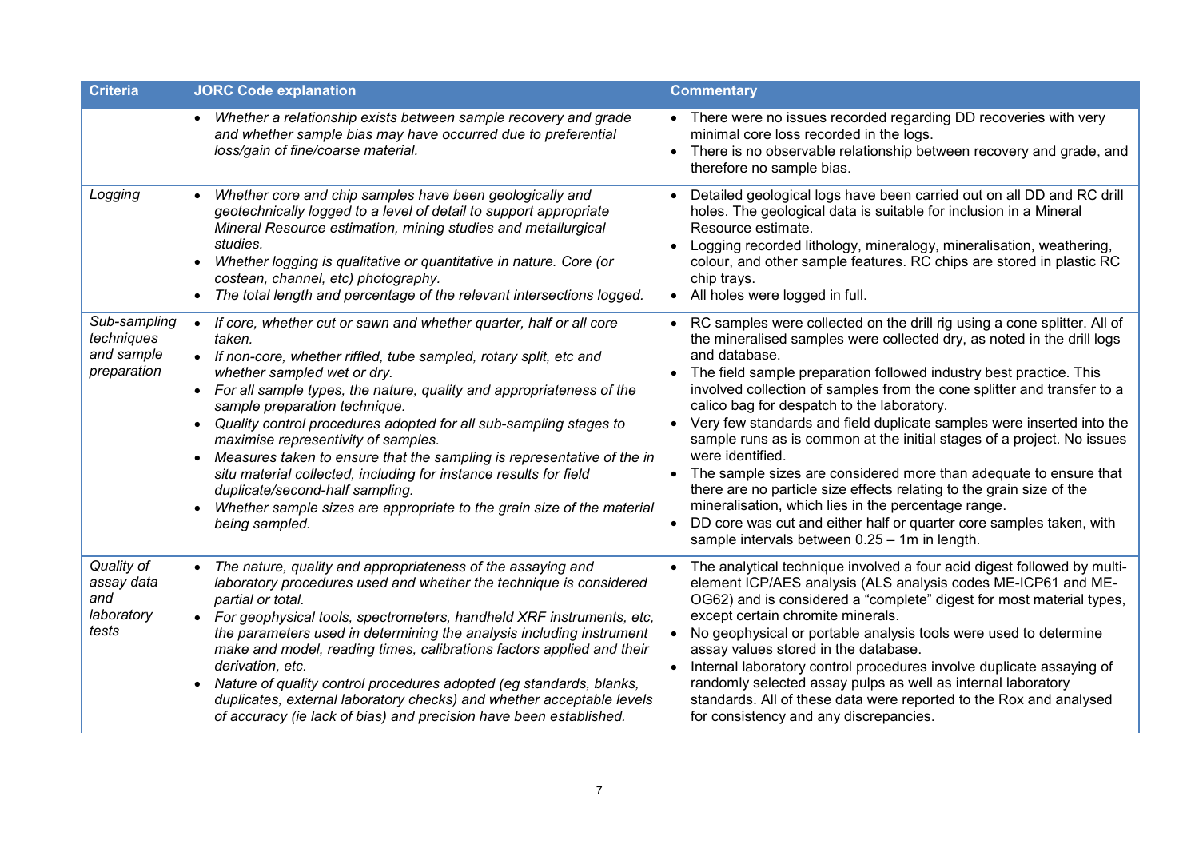| Criteria | JORC Code explanation | Commentary |
|---|---|---|
| | • *Whether a relationship exists between sample recovery and grade and whether sample bias may have occurred due to preferential loss/gain of fine/coarse material.* | • There were no issues recorded regarding DD recoveries with very minimal core loss recorded in the logs.<br>• There is no observable relationship between recovery and grade, and therefore no sample bias. |
| *Logging* | • *Whether core and chip samples have been geologically and geotechnically logged to a level of detail to support appropriate Mineral Resource estimation, mining studies and metallurgical studies.*<br>• *Whether logging is qualitative or quantitative in nature. Core (or costean, channel, etc) photography.*<br>• *The total length and percentage of the relevant intersections logged.* | • Detailed geological logs have been carried out on all DD and RC drill holes. The geological data is suitable for inclusion in a Mineral Resource estimate.<br>• Logging recorded lithology, mineralogy, mineralisation, weathering, colour, and other sample features. RC chips are stored in plastic RC chip trays.<br>• All holes were logged in full. |
| *Sub-sampling techniques and sample preparation* | • *If core, whether cut or sawn and whether quarter, half or all core taken.*<br>• *If non-core, whether riffled, tube sampled, rotary split, etc and whether sampled wet or dry.*<br>• *For all sample types, the nature, quality and appropriateness of the sample preparation technique.*<br>• *Quality control procedures adopted for all sub-sampling stages to maximise representivity of samples.*<br>• *Measures taken to ensure that the sampling is representative of the in situ material collected, including for instance results for field duplicate/second-half sampling.*<br>• *Whether sample sizes are appropriate to the grain size of the material being sampled.* | • RC samples were collected on the drill rig using a cone splitter. All of the mineralised samples were collected dry, as noted in the drill logs and database.<br>• The field sample preparation followed industry best practice. This involved collection of samples from the cone splitter and transfer to a calico bag for despatch to the laboratory.<br>• Very few standards and field duplicate samples were inserted into the sample runs as is common at the initial stages of a project. No issues were identified.<br>• The sample sizes are considered more than adequate to ensure that there are no particle size effects relating to the grain size of the mineralisation, which lies in the percentage range.<br>• DD core was cut and either half or quarter core samples taken, with sample intervals between 0.25 – 1m in length. |
| *Quality of assay data and laboratory tests* | • *The nature, quality and appropriateness of the assaying and laboratory procedures used and whether the technique is considered partial or total.*<br>• *For geophysical tools, spectrometers, handheld XRF instruments, etc, the parameters used in determining the analysis including instrument make and model, reading times, calibrations factors applied and their derivation, etc.*<br>• *Nature of quality control procedures adopted (eg standards, blanks, duplicates, external laboratory checks) and whether acceptable levels of accuracy (ie lack of bias) and precision have been established.* | • The analytical technique involved a four acid digest followed by multi-element ICP/AES analysis (ALS analysis codes ME-ICP61 and ME-OG62) and is considered a "complete" digest for most material types, except certain chromite minerals.<br>• No geophysical or portable analysis tools were used to determine assay values stored in the database.<br>• Internal laboratory control procedures involve duplicate assaying of randomly selected assay pulps as well as internal laboratory standards. All of these data were reported to the Rox and analysed for consistency and any discrepancies. |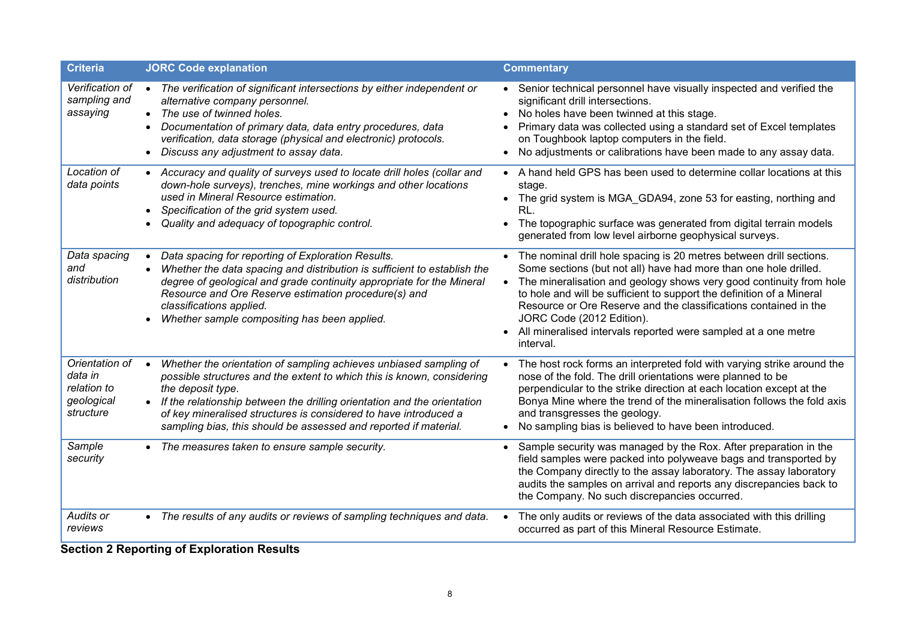| Criteria | JORC Code explanation | Commentary |
|---|---|---|
| *Verification of sampling and assaying* | • *The verification of significant intersections by either independent or alternative company personnel.*<br>• *The use of twinned holes.*<br>• *Documentation of primary data, data entry procedures, data verification, data storage (physical and electronic) protocols.*<br>• *Discuss any adjustment to assay data.* | • Senior technical personnel have visually inspected and verified the significant drill intersections.<br>• No holes have been twinned at this stage.<br>• Primary data was collected using a standard set of Excel templates on Toughbook laptop computers in the field.<br>• No adjustments or calibrations have been made to any assay data. |
| *Location of data points* | • *Accuracy and quality of surveys used to locate drill holes (collar and down-hole surveys), trenches, mine workings and other locations used in Mineral Resource estimation.*<br>• *Specification of the grid system used.*<br>• *Quality and adequacy of topographic control.* | • A hand held GPS has been used to determine collar locations at this stage.<br>• The grid system is MGA_GDA94, zone 53 for easting, northing and RL.<br>• The topographic surface was generated from digital terrain models generated from low level airborne geophysical surveys. |
| *Data spacing and distribution* | • *Data spacing for reporting of Exploration Results.*<br>• *Whether the data spacing and distribution is sufficient to establish the degree of geological and grade continuity appropriate for the Mineral Resource and Ore Reserve estimation procedure(s) and classifications applied.*<br>• *Whether sample compositing has been applied.* | • The nominal drill hole spacing is 20 metres between drill sections. Some sections (but not all) have had more than one hole drilled.<br>• The mineralisation and geology shows very good continuity from hole to hole and will be sufficient to support the definition of a Mineral Resource or Ore Reserve and the classifications contained in the JORC Code (2012 Edition).<br>• All mineralised intervals reported were sampled at a one metre interval. |
| *Orientation of data in relation to geological structure* | • *Whether the orientation of sampling achieves unbiased sampling of possible structures and the extent to which this is known, considering the deposit type.*<br>• *If the relationship between the drilling orientation and the orientation of key mineralised structures is considered to have introduced a sampling bias, this should be assessed and reported if material.* | • The host rock forms an interpreted fold with varying strike around the nose of the fold. The drill orientations were planned to be perpendicular to the strike direction at each location except at the Bonya Mine where the trend of the mineralisation follows the fold axis and transgresses the geology.<br>• No sampling bias is believed to have been introduced. |
| *Sample security* | • *The measures taken to ensure sample security.* | • Sample security was managed by the Rox. After preparation in the field samples were packed into polyweave bags and transported by the Company directly to the assay laboratory. The assay laboratory audits the samples on arrival and reports any discrepancies back to the Company. No such discrepancies occurred. |
| *Audits or reviews* | • *The results of any audits or reviews of sampling techniques and data.* | • The only audits or reviews of the data associated with this drilling occurred as part of this Mineral Resource Estimate. |

**Section 2 Reporting of Exploration Results**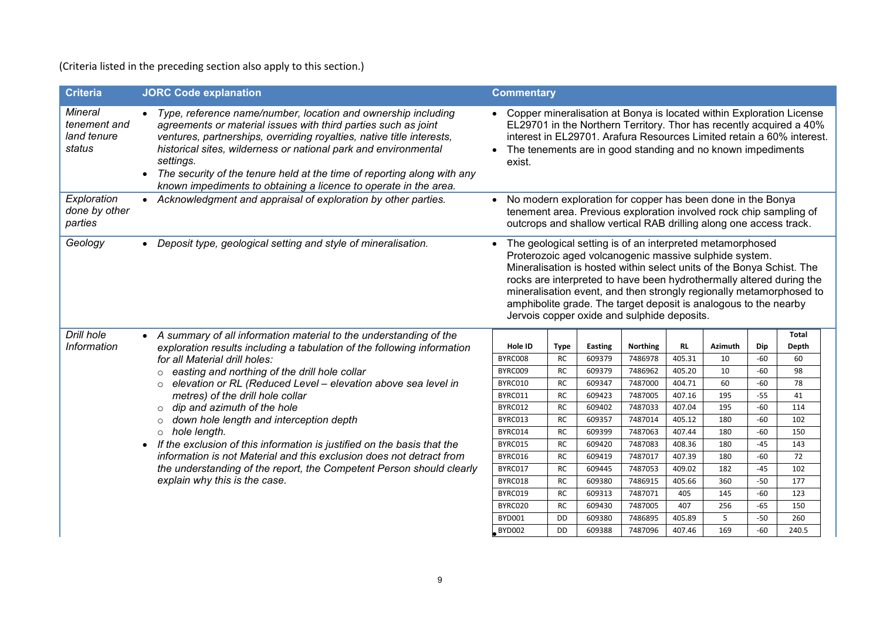(Criteria listed in the preceding section also apply to this section.)

| Criteria | JORC Code explanation | Commentary |
|---|---|---|
| *Mineral tenement and land tenure status* | • *Type, reference name/number, location and ownership including agreements or material issues with third parties such as joint ventures, partnerships, overriding royalties, native title interests, historical sites, wilderness or national park and environmental settings.*<br>• *The security of the tenure held at the time of reporting along with any known impediments to obtaining a licence to operate in the area.* | • Copper mineralisation at Bonya is located within Exploration License EL29701 in the Northern Territory. Thor has recently acquired a 40% interest in EL29701. Arafura Resources Limited retain a 60% interest.<br>• The tenements are in good standing and no known impediments exist. |
| *Exploration done by other parties* | • *Acknowledgment and appraisal of exploration by other parties.* | • No modern exploration for copper has been done in the Bonya tenement area. Previous exploration involved rock chip sampling of outcrops and shallow vertical RAB drilling along one access track. |
| *Geology* | • *Deposit type, geological setting and style of mineralisation.* | • The geological setting is of an interpreted metamorphosed Proterozoic aged volcanogenic massive sulphide system. Mineralisation is hosted within select units of the Bonya Schist. The rocks are interpreted to have been hydrothermally altered during the mineralisation event, and then strongly regionally metamorphosed to amphibolite grade. The target deposit is analogous to the nearby Jervois copper oxide and sulphide deposits. |
| *Drill hole Information* | • *A summary of all information material to the understanding of the exploration results including a tabulation of the following information for all Material drill holes:*<br>○ *easting and northing of the drill hole collar*<br>○ *elevation or RL (Reduced Level – elevation above sea level in metres) of the drill hole collar*<br>○ *dip and azimuth of the hole*<br>○ *down hole length and interception depth*<br>○ *hole length.*<br>• *If the exclusion of this information is justified on the basis that the information is not Material and this exclusion does not detract from the understanding of the report, the Competent Person should clearly explain why this is the case.* | See table below |

| Hole ID | Type | Easting | Northing | RL | Azimuth | Dip | Total Depth |
|---|---|---|---|---|---|---|---|
| BYRC008 | RC | 609379 | 7486978 | 405.31 | 10 | -60 | 60 |
| BYRC009 | RC | 609379 | 7486962 | 405.20 | 10 | -60 | 98 |
| BYRC010 | RC | 609347 | 7487000 | 404.71 | 60 | -60 | 78 |
| BYRC011 | RC | 609423 | 7487005 | 407.16 | 195 | -55 | 41 |
| BYRC012 | RC | 609402 | 7487033 | 407.04 | 195 | -60 | 114 |
| BYRC013 | RC | 609357 | 7487014 | 405.12 | 180 | -60 | 102 |
| BYRC014 | RC | 609399 | 7487063 | 407.44 | 180 | -60 | 150 |
| BYRC015 | RC | 609420 | 7487083 | 408.36 | 180 | -45 | 143 |
| BYRC016 | RC | 609419 | 7487017 | 407.39 | 180 | -60 | 72 |
| BYRC017 | RC | 609445 | 7487053 | 409.02 | 182 | -45 | 102 |
| BYRC018 | RC | 609380 | 7486915 | 405.66 | 360 | -50 | 177 |
| BYRC019 | RC | 609313 | 7487071 | 405 | 145 | -60 | 123 |
| BYRC020 | RC | 609430 | 7487005 | 407 | 256 | -65 | 150 |
| BYD001 | DD | 609380 | 7486895 | 405.89 | 5 | -50 | 260 |
| BYD002 | DD | 609388 | 7487096 | 407.46 | 169 | -60 | 240.5 |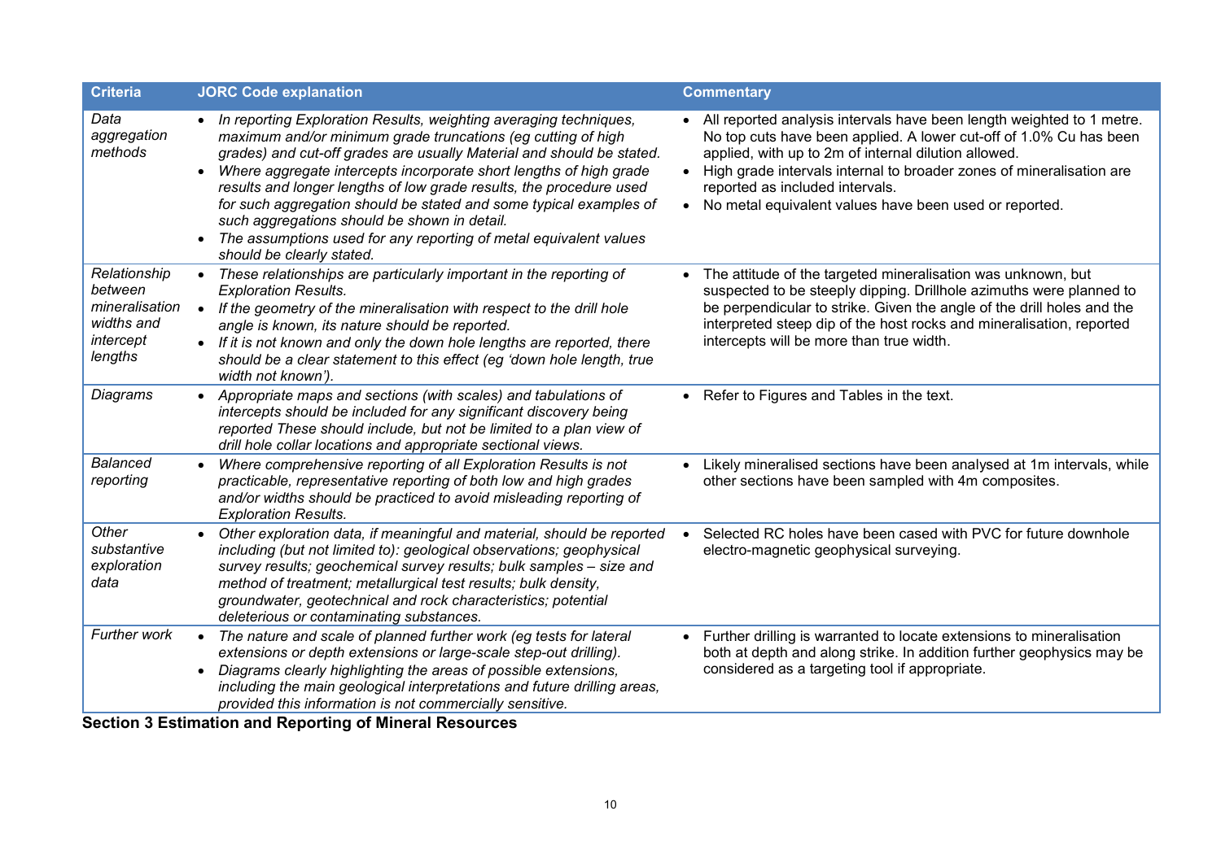| Criteria | JORC Code explanation | Commentary |
|---|---|---|
| *Data aggregation methods* | • *In reporting Exploration Results, weighting averaging techniques, maximum and/or minimum grade truncations (eg cutting of high grades) and cut-off grades are usually Material and should be stated.*<br>• *Where aggregate intercepts incorporate short lengths of high grade results and longer lengths of low grade results, the procedure used for such aggregation should be stated and some typical examples of such aggregations should be shown in detail.*<br>• *The assumptions used for any reporting of metal equivalent values should be clearly stated.* | • All reported analysis intervals have been length weighted to 1 metre. No top cuts have been applied. A lower cut-off of 1.0% Cu has been applied, with up to 2m of internal dilution allowed.<br>• High grade intervals internal to broader zones of mineralisation are reported as included intervals.<br>• No metal equivalent values have been used or reported. |
| *Relationship between mineralisation widths and intercept lengths* | • *These relationships are particularly important in the reporting of Exploration Results.*<br>• *If the geometry of the mineralisation with respect to the drill hole angle is known, its nature should be reported.*<br>• *If it is not known and only the down hole lengths are reported, there should be a clear statement to this effect (eg 'down hole length, true width not known').* | • The attitude of the targeted mineralisation was unknown, but suspected to be steeply dipping. Drillhole azimuths were planned to be perpendicular to strike. Given the angle of the drill holes and the interpreted steep dip of the host rocks and mineralisation, reported intercepts will be more than true width. |
| *Diagrams* | • *Appropriate maps and sections (with scales) and tabulations of intercepts should be included for any significant discovery being reported These should include, but not be limited to a plan view of drill hole collar locations and appropriate sectional views.* | • Refer to Figures and Tables in the text. |
| *Balanced reporting* | • *Where comprehensive reporting of all Exploration Results is not practicable, representative reporting of both low and high grades and/or widths should be practiced to avoid misleading reporting of Exploration Results.* | • Likely mineralised sections have been analysed at 1m intervals, while other sections have been sampled with 4m composites. |
| *Other substantive exploration data* | • *Other exploration data, if meaningful and material, should be reported including (but not limited to): geological observations; geophysical survey results; geochemical survey results; bulk samples – size and method of treatment; metallurgical test results; bulk density, groundwater, geotechnical and rock characteristics; potential deleterious or contaminating substances.* | • Selected RC holes have been cased with PVC for future downhole electro-magnetic geophysical surveying. |
| *Further work* | • *The nature and scale of planned further work (eg tests for lateral extensions or depth extensions or large-scale step-out drilling).*<br>• *Diagrams clearly highlighting the areas of possible extensions, including the main geological interpretations and future drilling areas, provided this information is not commercially sensitive.* | • Further drilling is warranted to locate extensions to mineralisation both at depth and along strike. In addition further geophysics may be considered as a targeting tool if appropriate. |

**Section 3 Estimation and Reporting of Mineral Resources**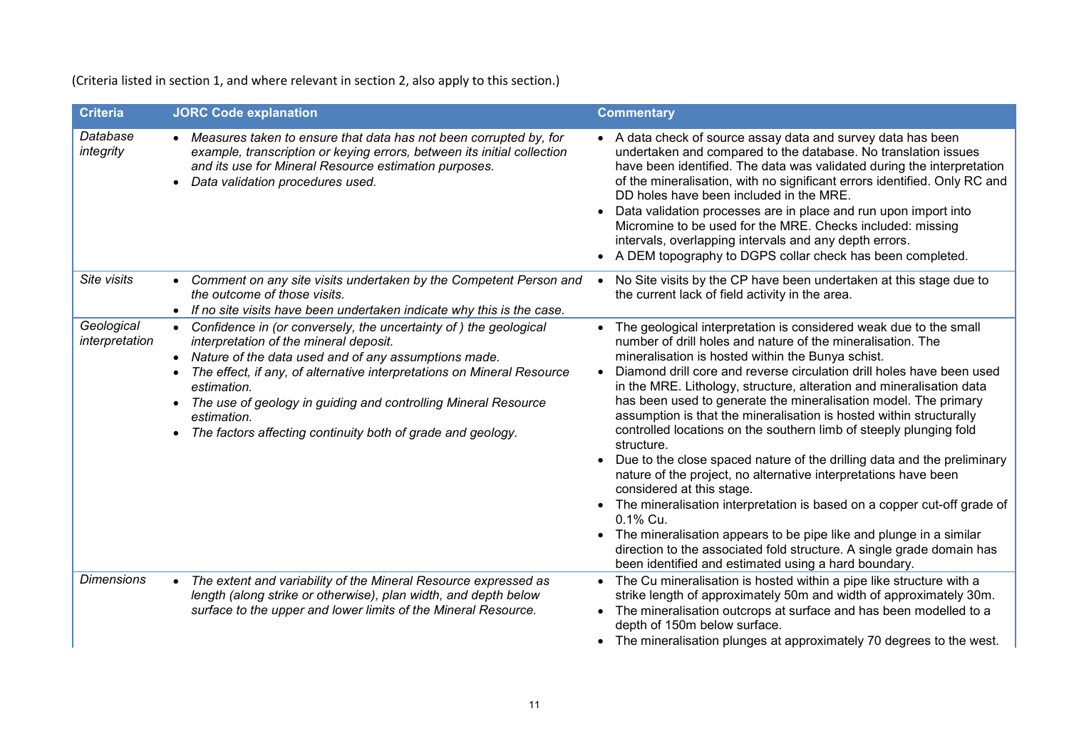(Criteria listed in section 1, and where relevant in section 2, also apply to this section.)

| Criteria | JORC Code explanation | Commentary |
|---|---|---|
| *Database integrity* | • *Measures taken to ensure that data has not been corrupted by, for example, transcription or keying errors, between its initial collection and its use for Mineral Resource estimation purposes.*<br>• *Data validation procedures used.* | • A data check of source assay data and survey data has been undertaken and compared to the database. No translation issues have been identified. The data was validated during the interpretation of the mineralisation, with no significant errors identified. Only RC and DD holes have been included in the MRE.<br>• Data validation processes are in place and run upon import into Micromine to be used for the MRE. Checks included: missing intervals, overlapping intervals and any depth errors.<br>• A DEM topography to DGPS collar check has been completed. |
| *Site visits* | • *Comment on any site visits undertaken by the Competent Person and the outcome of those visits.*<br>• *If no site visits have been undertaken indicate why this is the case.* | • No Site visits by the CP have been undertaken at this stage due to the current lack of field activity in the area. |
| *Geological interpretation* | • *Confidence in (or conversely, the uncertainty of ) the geological interpretation of the mineral deposit.*<br>• *Nature of the data used and of any assumptions made.*<br>• *The effect, if any, of alternative interpretations on Mineral Resource estimation.*<br>• *The use of geology in guiding and controlling Mineral Resource estimation.*<br>• *The factors affecting continuity both of grade and geology.* | • The geological interpretation is considered weak due to the small number of drill holes and nature of the mineralisation. The mineralisation is hosted within the Bunya schist.<br>• Diamond drill core and reverse circulation drill holes have been used in the MRE. Lithology, structure, alteration and mineralisation data has been used to generate the mineralisation model. The primary assumption is that the mineralisation is hosted within structurally controlled locations on the southern limb of steeply plunging fold structure.<br>• Due to the close spaced nature of the drilling data and the preliminary nature of the project, no alternative interpretations have been considered at this stage.<br>• The mineralisation interpretation is based on a copper cut-off grade of 0.1% Cu.<br>• The mineralisation appears to be pipe like and plunge in a similar direction to the associated fold structure. A single grade domain has been identified and estimated using a hard boundary. |
| *Dimensions* | • *The extent and variability of the Mineral Resource expressed as length (along strike or otherwise), plan width, and depth below surface to the upper and lower limits of the Mineral Resource.* | • The Cu mineralisation is hosted within a pipe like structure with a strike length of approximately 50m and width of approximately 30m.<br>• The mineralisation outcrops at surface and has been modelled to a depth of 150m below surface.<br>• The mineralisation plunges at approximately 70 degrees to the west. |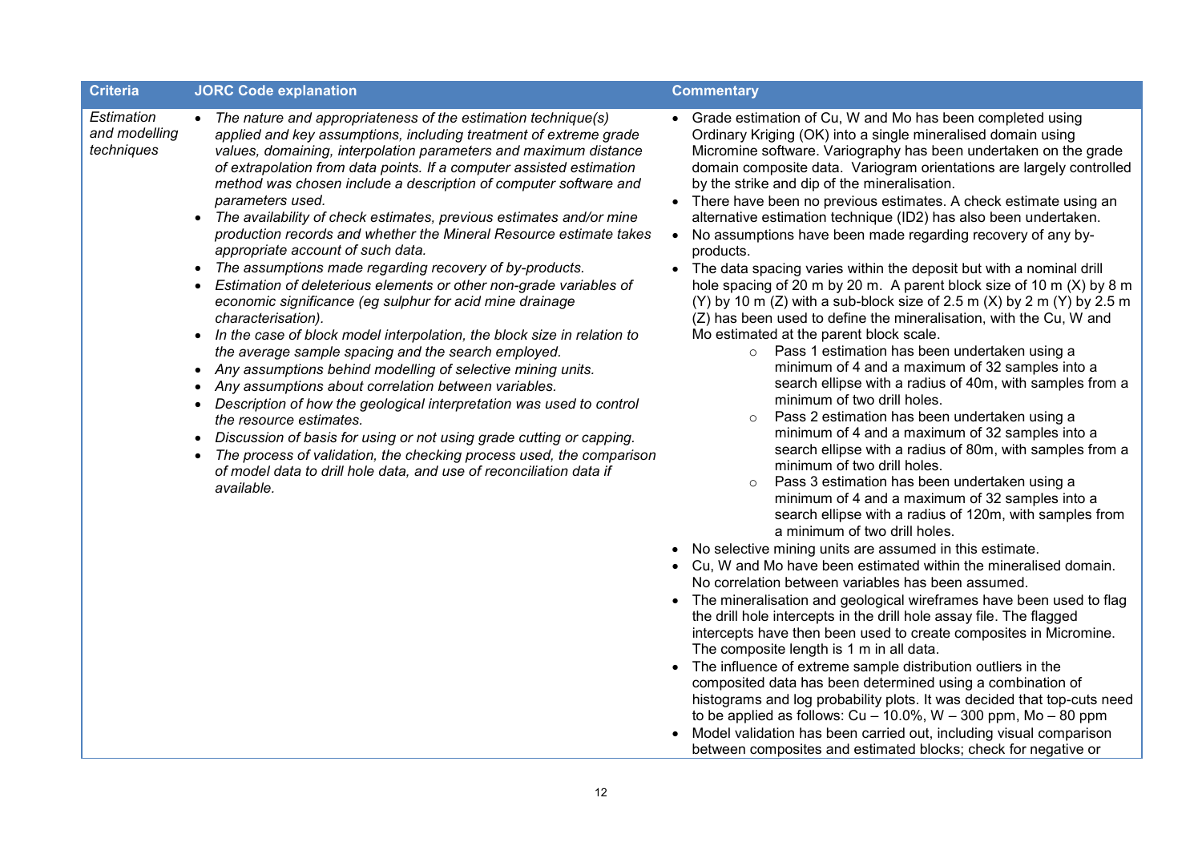| Criteria | JORC Code explanation | Commentary |
|---|---|---|
| *Estimation and modelling techniques* | • *The nature and appropriateness of the estimation technique(s) applied and key assumptions, including treatment of extreme grade values, domaining, interpolation parameters and maximum distance of extrapolation from data points. If a computer assisted estimation method was chosen include a description of computer software and parameters used.*<br>• *The availability of check estimates, previous estimates and/or mine production records and whether the Mineral Resource estimate takes appropriate account of such data.*<br>• *The assumptions made regarding recovery of by-products.*<br>• *Estimation of deleterious elements or other non-grade variables of economic significance (eg sulphur for acid mine drainage characterisation).*<br>• *In the case of block model interpolation, the block size in relation to the average sample spacing and the search employed.*<br>• *Any assumptions behind modelling of selective mining units.*<br>• *Any assumptions about correlation between variables.*<br>• *Description of how the geological interpretation was used to control the resource estimates.*<br>• *Discussion of basis for using or not using grade cutting or capping.*<br>• *The process of validation, the checking process used, the comparison of model data to drill hole data, and use of reconciliation data if available.* | • Grade estimation of Cu, W and Mo has been completed using Ordinary Kriging (OK) into a single mineralised domain using Micromine software. Variography has been undertaken on the grade domain composite data. Variogram orientations are largely controlled by the strike and dip of the mineralisation.<br>• There have been no previous estimates. A check estimate using an alternative estimation technique (ID2) has also been undertaken.<br>• No assumptions have been made regarding recovery of any by-products.<br>• The data spacing varies within the deposit but with a nominal drill hole spacing of 20 m by 20 m. A parent block size of 10 m (X) by 8 m (Y) by 10 m (Z) with a sub-block size of 2.5 m (X) by 2 m (Y) by 2.5 m (Z) has been used to define the mineralisation, with the Cu, W and Mo estimated at the parent block scale.<br>&nbsp;&nbsp;&nbsp;&nbsp;○ Pass 1 estimation has been undertaken using a minimum of 4 and a maximum of 32 samples into a search ellipse with a radius of 40m, with samples from a minimum of two drill holes.<br>&nbsp;&nbsp;&nbsp;&nbsp;○ Pass 2 estimation has been undertaken using a minimum of 4 and a maximum of 32 samples into a search ellipse with a radius of 80m, with samples from a minimum of two drill holes.<br>&nbsp;&nbsp;&nbsp;&nbsp;○ Pass 3 estimation has been undertaken using a minimum of 4 and a maximum of 32 samples into a search ellipse with a radius of 120m, with samples from a minimum of two drill holes.<br>• No selective mining units are assumed in this estimate.<br>• Cu, W and Mo have been estimated within the mineralised domain. No correlation between variables has been assumed.<br>• The mineralisation and geological wireframes have been used to flag the drill hole intercepts in the drill hole assay file. The flagged intercepts have then been used to create composites in Micromine. The composite length is 1 m in all data.<br>• The influence of extreme sample distribution outliers in the composited data has been determined using a combination of histograms and log probability plots. It was decided that top-cuts need to be applied as follows: Cu – 10.0%, W – 300 ppm, Mo – 80 ppm<br>• Model validation has been carried out, including visual comparison between composites and estimated blocks; check for negative or |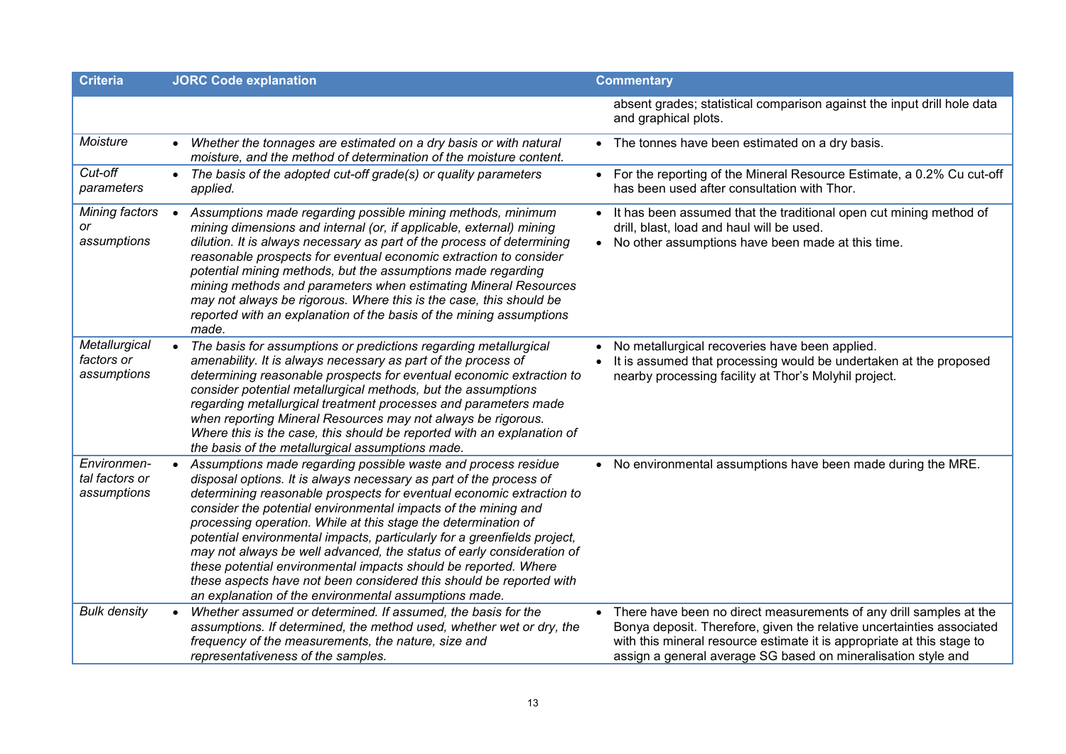| Criteria | JORC Code explanation | Commentary |
|---|---|---|
| | | absent grades; statistical comparison against the input drill hole data and graphical plots. |
| *Moisture* | • *Whether the tonnages are estimated on a dry basis or with natural moisture, and the method of determination of the moisture content.* | • The tonnes have been estimated on a dry basis. |
| *Cut-off parameters* | • *The basis of the adopted cut-off grade(s) or quality parameters applied.* | • For the reporting of the Mineral Resource Estimate, a 0.2% Cu cut-off has been used after consultation with Thor. |
| *Mining factors or assumptions* | • *Assumptions made regarding possible mining methods, minimum mining dimensions and internal (or, if applicable, external) mining dilution. It is always necessary as part of the process of determining reasonable prospects for eventual economic extraction to consider potential mining methods, but the assumptions made regarding mining methods and parameters when estimating Mineral Resources may not always be rigorous. Where this is the case, this should be reported with an explanation of the basis of the mining assumptions made.* | • It has been assumed that the traditional open cut mining method of drill, blast, load and haul will be used.<br>• No other assumptions have been made at this time. |
| *Metallurgical factors or assumptions* | • *The basis for assumptions or predictions regarding metallurgical amenability. It is always necessary as part of the process of determining reasonable prospects for eventual economic extraction to consider potential metallurgical methods, but the assumptions regarding metallurgical treatment processes and parameters made when reporting Mineral Resources may not always be rigorous. Where this is the case, this should be reported with an explanation of the basis of the metallurgical assumptions made.* | • No metallurgical recoveries have been applied.<br>• It is assumed that processing would be undertaken at the proposed nearby processing facility at Thor's Molyhil project. |
| *Environmental factors or assumptions* | • *Assumptions made regarding possible waste and process residue disposal options. It is always necessary as part of the process of determining reasonable prospects for eventual economic extraction to consider the potential environmental impacts of the mining and processing operation. While at this stage the determination of potential environmental impacts, particularly for a greenfields project, may not always be well advanced, the status of early consideration of these potential environmental impacts should be reported. Where these aspects have not been considered this should be reported with an explanation of the environmental assumptions made.* | • No environmental assumptions have been made during the MRE. |
| *Bulk density* | • *Whether assumed or determined. If assumed, the basis for the assumptions. If determined, the method used, whether wet or dry, the frequency of the measurements, the nature, size and representativeness of the samples.* | • There have been no direct measurements of any drill samples at the Bonya deposit. Therefore, given the relative uncertainties associated with this mineral resource estimate it is appropriate at this stage to assign a general average SG based on mineralisation style and |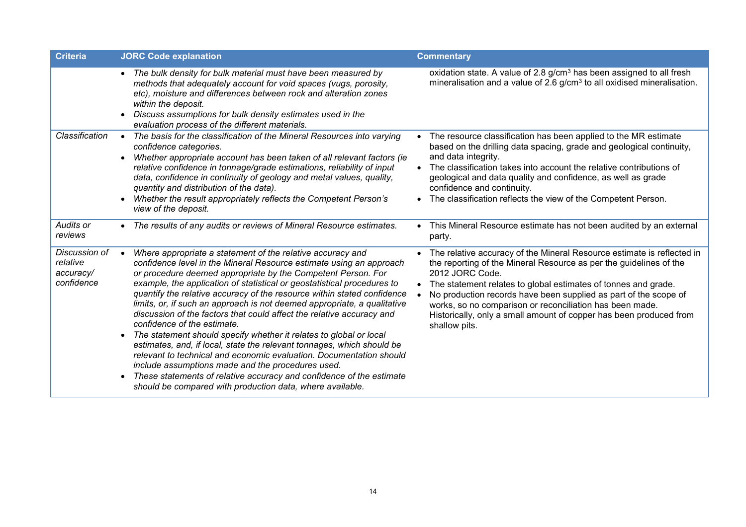| Criteria | JORC Code explanation | Commentary |
| --- | --- | --- |
| | • *The bulk density for bulk material must have been measured by methods that adequately account for void spaces (vugs, porosity, etc), moisture and differences between rock and alteration zones within the deposit.*<br>• *Discuss assumptions for bulk density estimates used in the evaluation process of the different materials.* | oxidation state. A value of 2.8 g/cm³ has been assigned to all fresh mineralisation and a value of 2.6 g/cm³ to all oxidised mineralisation. |
| *Classification* | • *The basis for the classification of the Mineral Resources into varying confidence categories.*<br>• *Whether appropriate account has been taken of all relevant factors (ie relative confidence in tonnage/grade estimations, reliability of input data, confidence in continuity of geology and metal values, quality, quantity and distribution of the data).*<br>• *Whether the result appropriately reflects the Competent Person's view of the deposit.* | • The resource classification has been applied to the MR estimate based on the drilling data spacing, grade and geological continuity, and data integrity.<br>• The classification takes into account the relative contributions of geological and data quality and confidence, as well as grade confidence and continuity.<br>• The classification reflects the view of the Competent Person. |
| *Audits or reviews* | • *The results of any audits or reviews of Mineral Resource estimates.* | • This Mineral Resource estimate has not been audited by an external party. |
| *Discussion of relative accuracy/ confidence* | • *Where appropriate a statement of the relative accuracy and confidence level in the Mineral Resource estimate using an approach or procedure deemed appropriate by the Competent Person. For example, the application of statistical or geostatistical procedures to quantify the relative accuracy of the resource within stated confidence limits, or, if such an approach is not deemed appropriate, a qualitative discussion of the factors that could affect the relative accuracy and confidence of the estimate.*<br>• *The statement should specify whether it relates to global or local estimates, and, if local, state the relevant tonnages, which should be relevant to technical and economic evaluation. Documentation should include assumptions made and the procedures used.*<br>• *These statements of relative accuracy and confidence of the estimate should be compared with production data, where available.* | • The relative accuracy of the Mineral Resource estimate is reflected in the reporting of the Mineral Resource as per the guidelines of the 2012 JORC Code.<br>• The statement relates to global estimates of tonnes and grade.<br>• No production records have been supplied as part of the scope of works, so no comparison or reconciliation has been made. Historically, only a small amount of copper has been produced from shallow pits. |